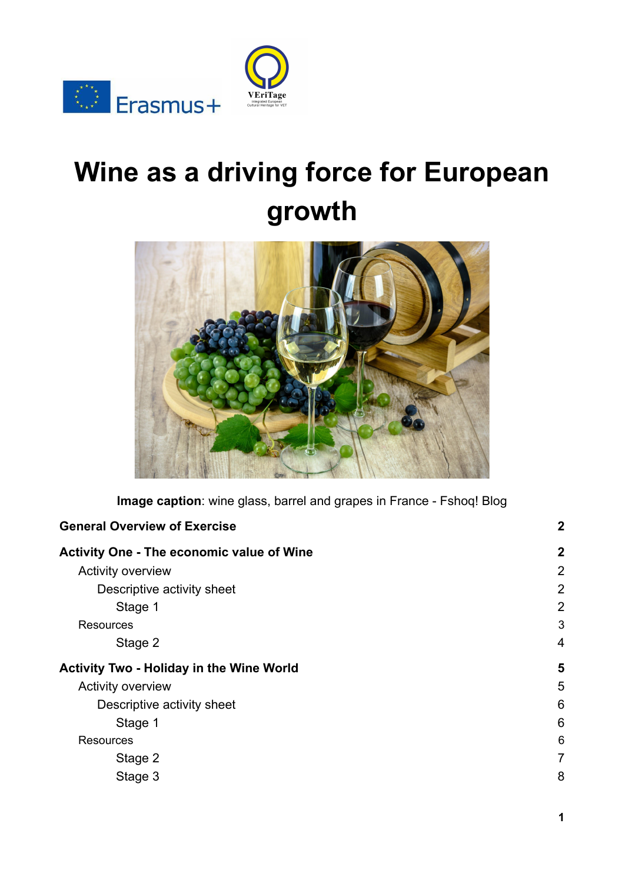Erasmus+

VEriTage
Integrated European Cultural Heritage for VET

# Wine as a driving force for European growth

**Image caption**: wine glass, barrel and grapes in France - Fshoq! Blog

| | |
|---|---|
| **General Overview of Exercise** | **2** |
| **Activity One - The economic value of Wine** | **2** |
| Activity overview | 2 |
| Descriptive activity sheet | 2 |
| Stage 1 | 2 |
| Resources | 3 |
| Stage 2 | 4 |
| **Activity Two - Holiday in the Wine World** | **5** |
| Activity overview | 5 |
| Descriptive activity sheet | 6 |
| Stage 1 | 6 |
| Resources | 6 |
| Stage 2 | 7 |
| Stage 3 | 8 |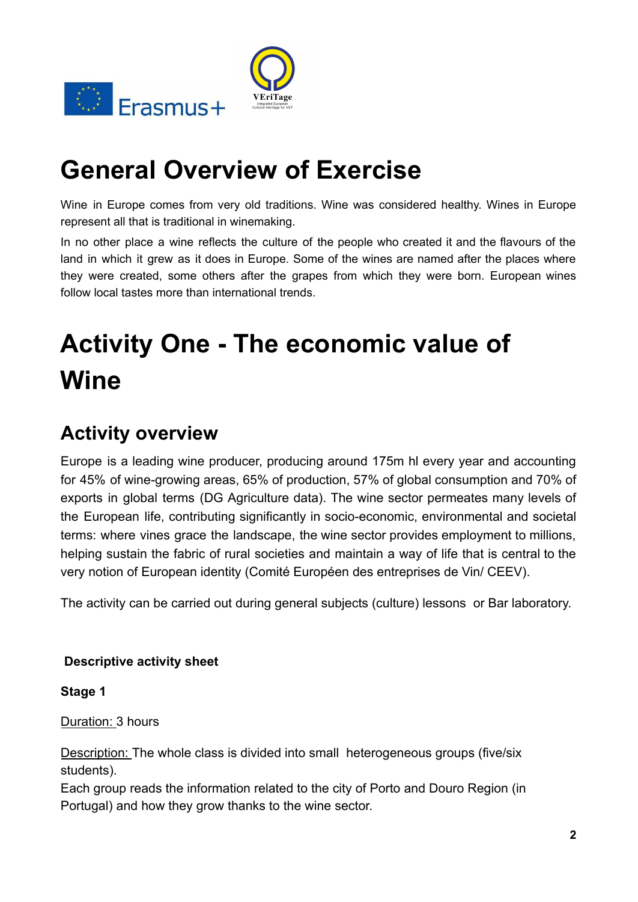# General Overview of Exercise

Wine in Europe comes from very old traditions. Wine was considered healthy. Wines in Europe represent all that is traditional in winemaking.

In no other place a wine reflects the culture of the people who created it and the flavours of the land in which it grew as it does in Europe. Some of the wines are named after the places where they were created, some others after the grapes from which they were born. European wines follow local tastes more than international trends.

# Activity One - The economic value of Wine

## Activity overview

Europe is a leading wine producer, producing around 175m hl every year and accounting for 45% of wine-growing areas, 65% of production, 57% of global consumption and 70% of exports in global terms (DG Agriculture data). The wine sector permeates many levels of the European life, contributing significantly in socio-economic, environmental and societal terms: where vines grace the landscape, the wine sector provides employment to millions, helping sustain the fabric of rural societies and maintain a way of life that is central to the very notion of European identity (Comité Européen des entreprises de Vin/ CEEV).

The activity can be carried out during general subjects (culture) lessons or Bar laboratory.

**Descriptive activity sheet**

**Stage 1**

Duration: 3 hours

Description: The whole class is divided into small heterogeneous groups (five/six students).

Each group reads the information related to the city of Porto and Douro Region (in Portugal) and how they grow thanks to the wine sector.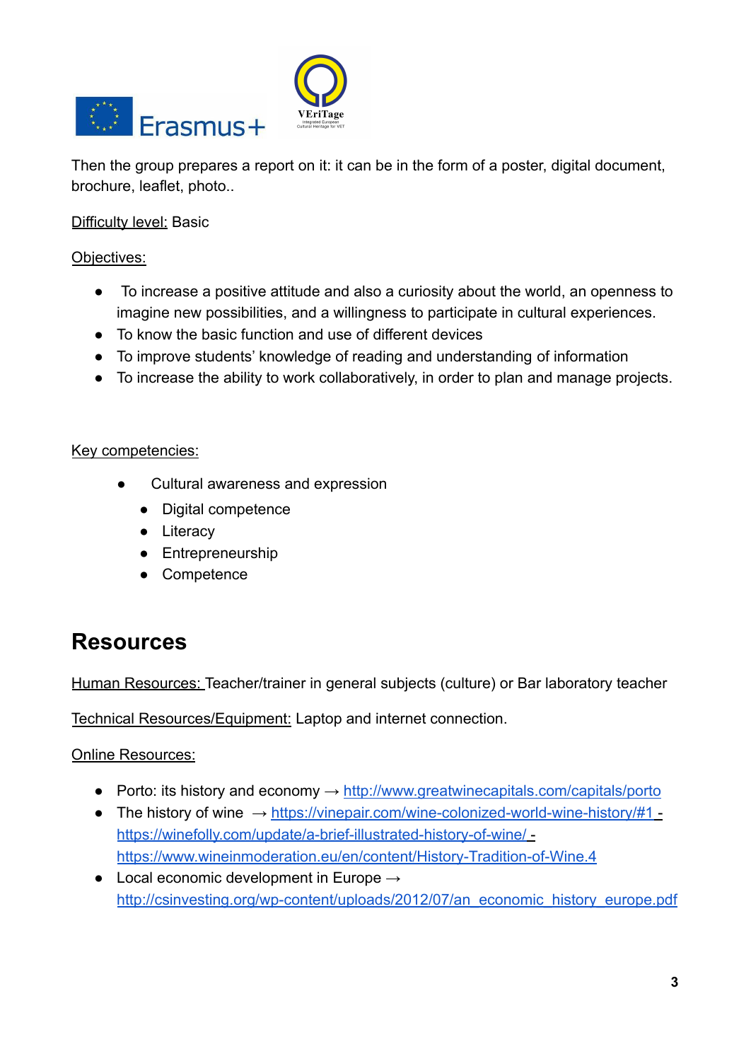Then the group prepares a report on it: it can be in the form of a poster, digital document, brochure, leaflet, photo..

Difficulty level: Basic

Objectives:

- To increase a positive attitude and also a curiosity about the world, an openness to imagine new possibilities, and a willingness to participate in cultural experiences.
- To know the basic function and use of different devices
- To improve students' knowledge of reading and understanding of information
- To increase the ability to work collaboratively, in order to plan and manage projects.

Key competencies:

- Cultural awareness and expression
- Digital competence
- Literacy
- Entrepreneurship
- Competence

# Resources

Human Resources: Teacher/trainer in general subjects (culture) or Bar laboratory teacher

Technical Resources/Equipment: Laptop and internet connection.

Online Resources:

- Porto: its history and economy → http://www.greatwinecapitals.com/capitals/porto
- The history of wine → https://vinepair.com/wine-colonized-world-wine-history/#1 - https://winefolly.com/update/a-brief-illustrated-history-of-wine/ - https://www.wineinmoderation.eu/en/content/History-Tradition-of-Wine.4
- Local economic development in Europe → http://csinvesting.org/wp-content/uploads/2012/07/an_economic_history_europe.pdf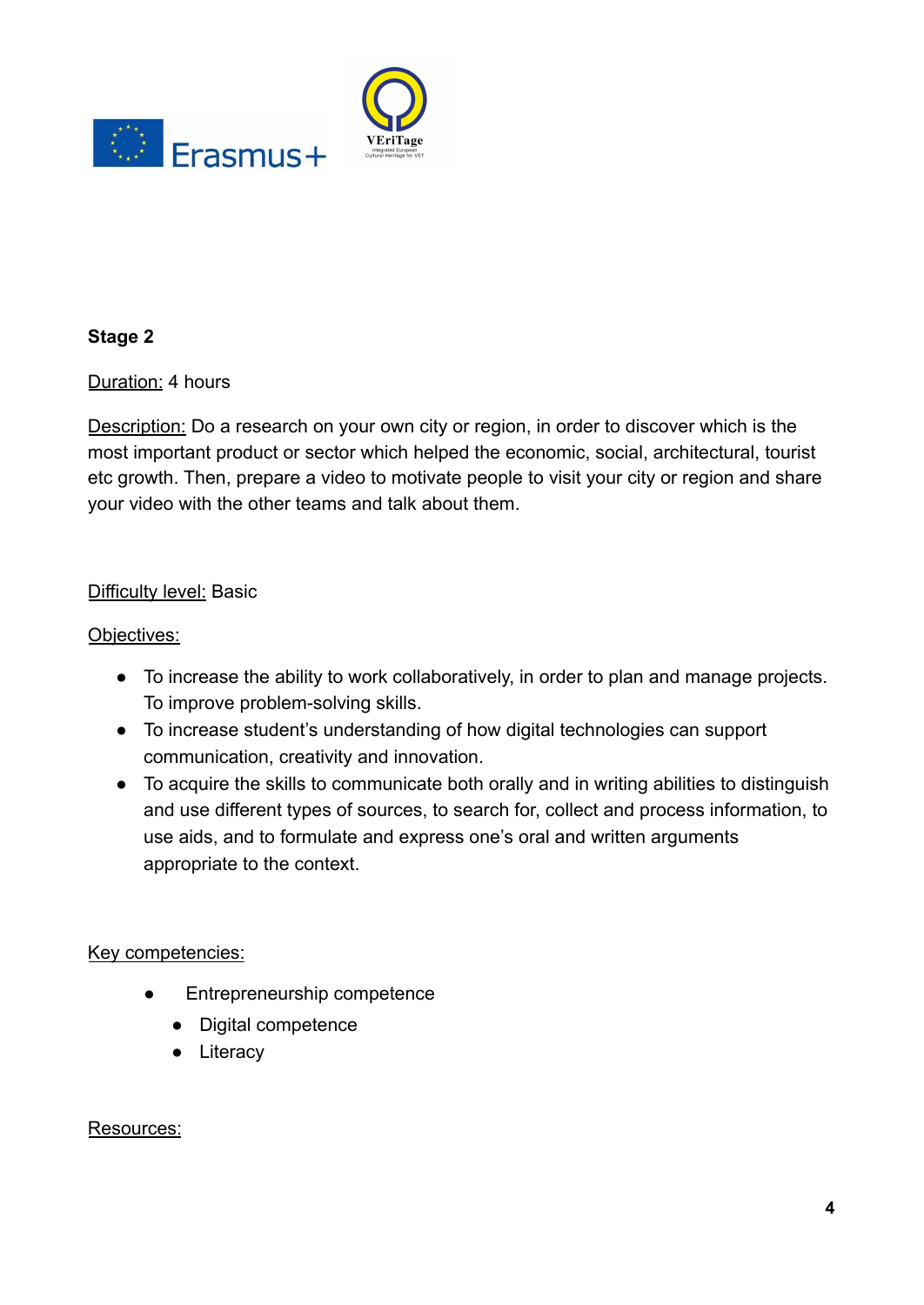**Stage 2**

Duration: 4 hours

Description: Do a research on your own city or region, in order to discover which is the most important product or sector which helped the economic, social, architectural, tourist etc growth. Then, prepare a video to motivate people to visit your city or region and share your video with the other teams and talk about them.

Difficulty level: Basic

Objectives:

- To increase the ability to work collaboratively, in order to plan and manage projects. To improve problem-solving skills.
- To increase student's understanding of how digital technologies can support communication, creativity and innovation.
- To acquire the skills to communicate both orally and in writing abilities to distinguish and use different types of sources, to search for, collect and process information, to use aids, and to formulate and express one's oral and written arguments appropriate to the context.

Key competencies:

- Entrepreneurship competence
- Digital competence
- Literacy

Resources: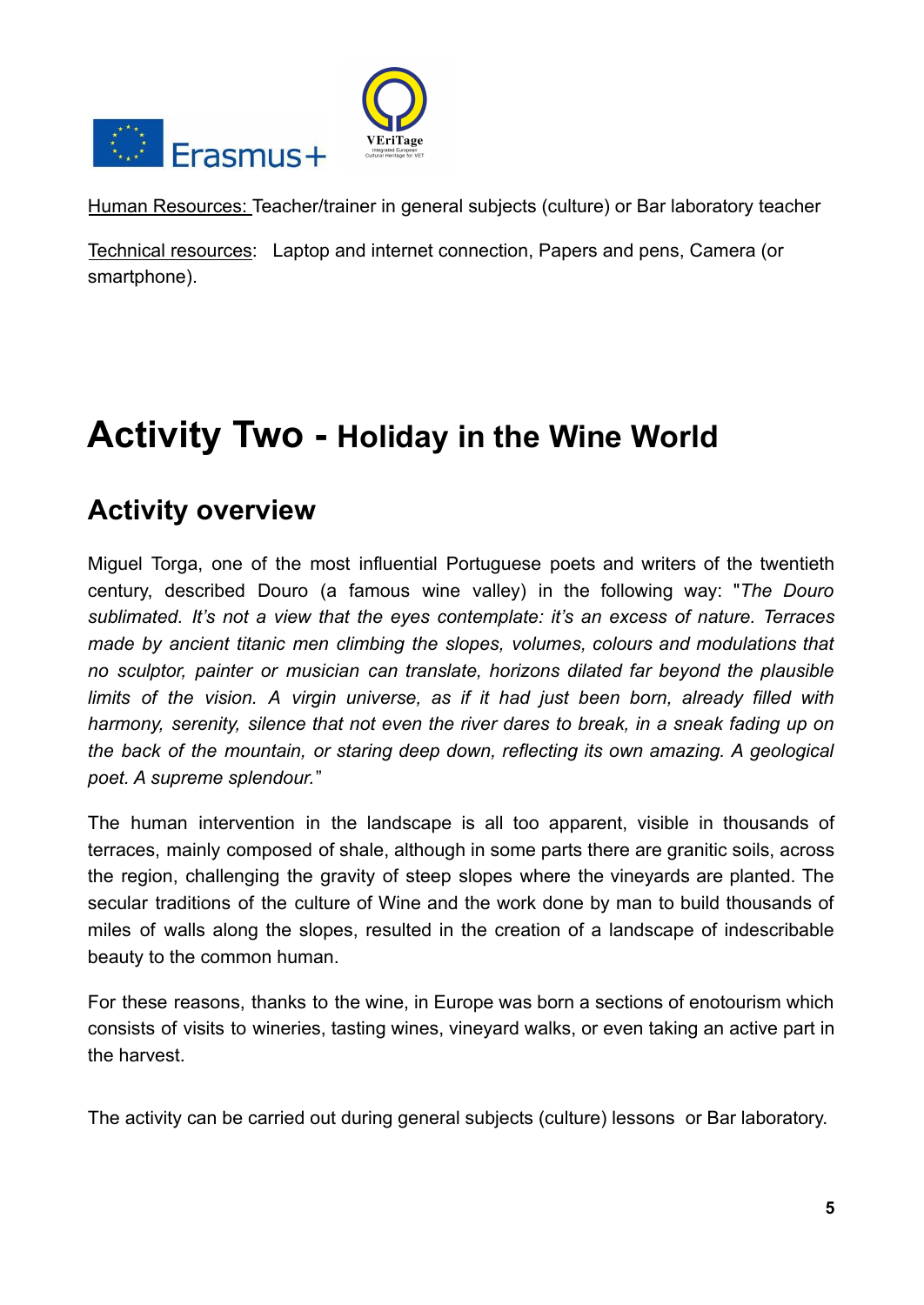Human Resources: Teacher/trainer in general subjects (culture) or Bar laboratory teacher

Technical resources: Laptop and internet connection, Papers and pens, Camera (or smartphone).

# Activity Two - Holiday in the Wine World

## Activity overview

Miguel Torga, one of the most influential Portuguese poets and writers of the twentieth century, described Douro (a famous wine valley) in the following way: "*The Douro sublimated. It's not a view that the eyes contemplate: it's an excess of nature. Terraces made by ancient titanic men climbing the slopes, volumes, colours and modulations that no sculptor, painter or musician can translate, horizons dilated far beyond the plausible limits of the vision. A virgin universe, as if it had just been born, already filled with harmony, serenity, silence that not even the river dares to break, in a sneak fading up on the back of the mountain, or staring deep down, reflecting its own amazing. A geological poet. A supreme splendour.*"

The human intervention in the landscape is all too apparent, visible in thousands of terraces, mainly composed of shale, although in some parts there are granitic soils, across the region, challenging the gravity of steep slopes where the vineyards are planted. The secular traditions of the culture of Wine and the work done by man to build thousands of miles of walls along the slopes, resulted in the creation of a landscape of indescribable beauty to the common human.

For these reasons, thanks to the wine, in Europe was born a sections of enotourism which consists of visits to wineries, tasting wines, vineyard walks, or even taking an active part in the harvest.

The activity can be carried out during general subjects (culture) lessons or Bar laboratory.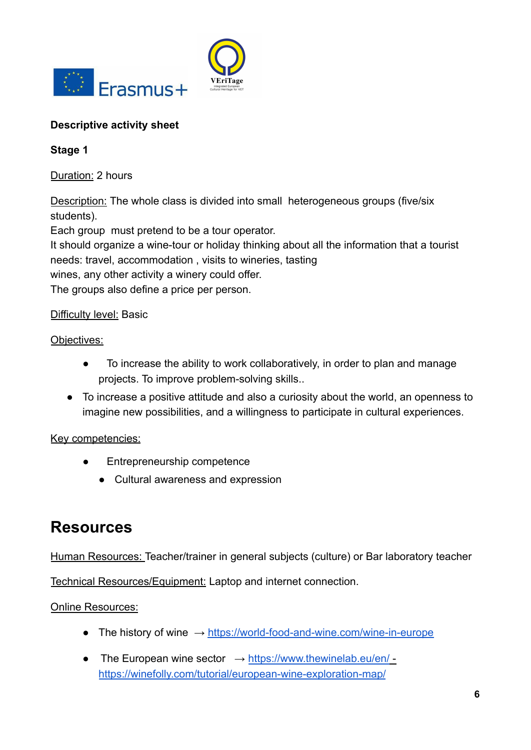**Descriptive activity sheet**

**Stage 1**

Duration: 2 hours

Description: The whole class is divided into small heterogeneous groups (five/six students).
Each group must pretend to be a tour operator.
It should organize a wine-tour or holiday thinking about all the information that a tourist needs: travel, accommodation , visits to wineries, tasting wines, any other activity a winery could offer.
The groups also define a price per person.

Difficulty level: Basic

Objectives:

- To increase the ability to work collaboratively, in order to plan and manage projects. To improve problem-solving skills..
- To increase a positive attitude and also a curiosity about the world, an openness to imagine new possibilities, and a willingness to participate in cultural experiences.

Key competencies:

- Entrepreneurship competence
- Cultural awareness and expression

# Resources

Human Resources: Teacher/trainer in general subjects (culture) or Bar laboratory teacher

Technical Resources/Equipment: Laptop and internet connection.

Online Resources:

- The history of wine → https://world-food-and-wine.com/wine-in-europe
- The European wine sector → https://www.thewinelab.eu/en/ - https://winefolly.com/tutorial/european-wine-exploration-map/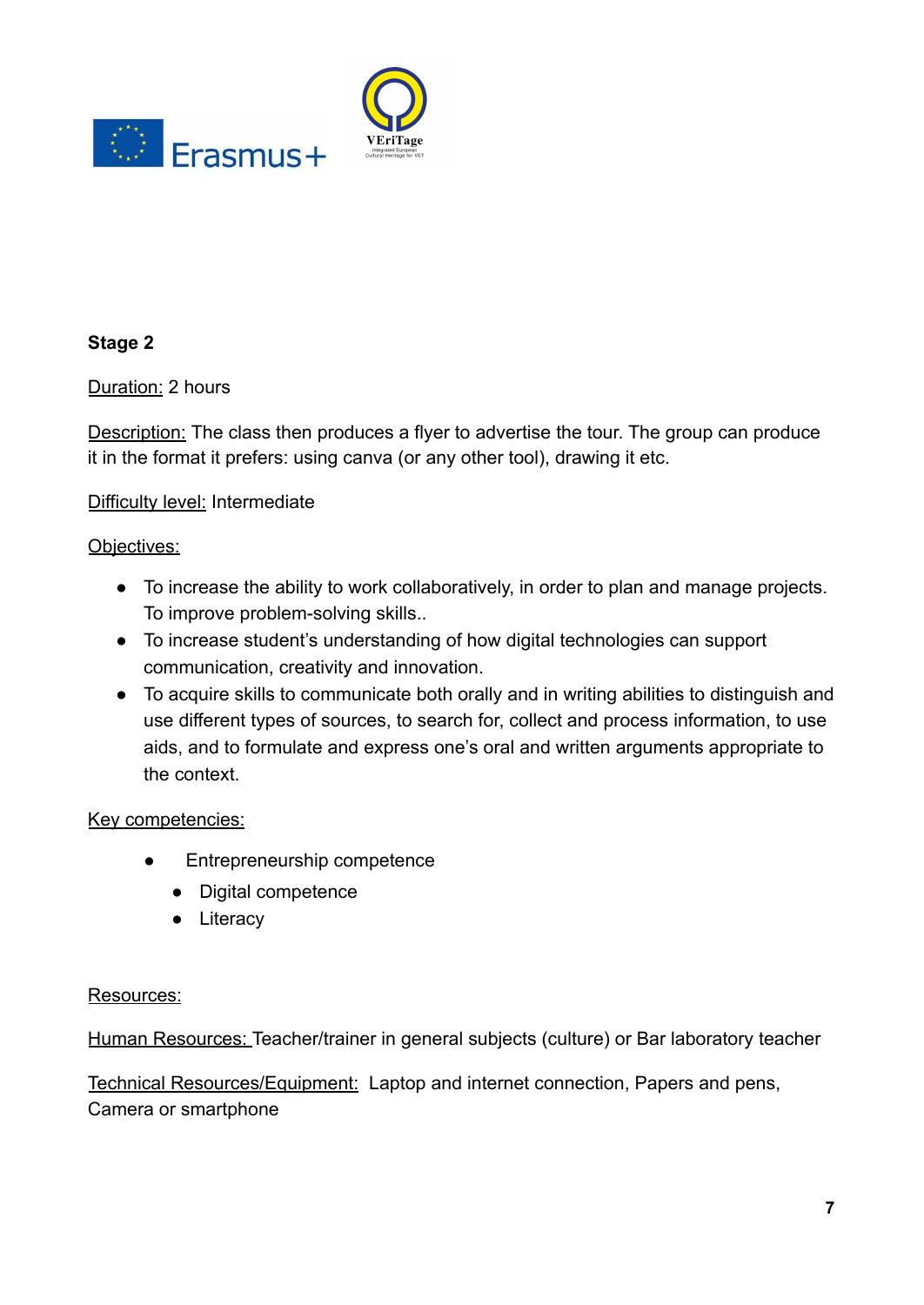**Stage 2**

Duration: 2 hours

Description: The class then produces a flyer to advertise the tour. The group can produce it in the format it prefers: using canva (or any other tool), drawing it etc.

Difficulty level: Intermediate

Objectives:

- To increase the ability to work collaboratively, in order to plan and manage projects. To improve problem-solving skills..
- To increase student's understanding of how digital technologies can support communication, creativity and innovation.
- To acquire skills to communicate both orally and in writing abilities to distinguish and use different types of sources, to search for, collect and process information, to use aids, and to formulate and express one's oral and written arguments appropriate to the context.

Key competencies:

- Entrepreneurship competence
- Digital competence
- Literacy

Resources:

Human Resources: Teacher/trainer in general subjects (culture) or Bar laboratory teacher

Technical Resources/Equipment: Laptop and internet connection, Papers and pens, Camera or smartphone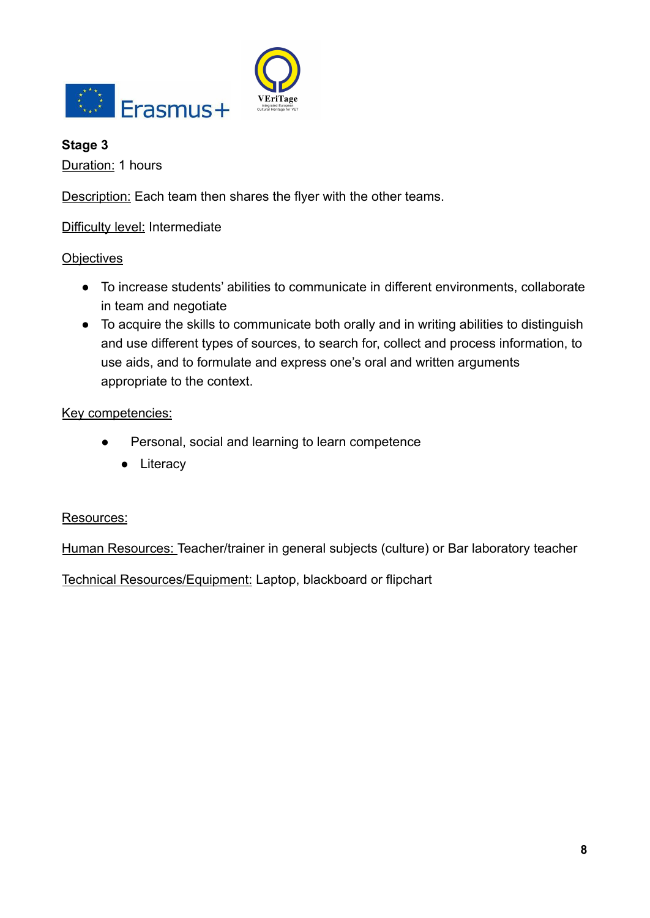**Stage 3**

Duration: 1 hours

Description: Each team then shares the flyer with the other teams.

Difficulty level: Intermediate

Objectives

- To increase students' abilities to communicate in different environments, collaborate in team and negotiate
- To acquire the skills to communicate both orally and in writing abilities to distinguish and use different types of sources, to search for, collect and process information, to use aids, and to formulate and express one's oral and written arguments appropriate to the context.

Key competencies:

- Personal, social and learning to learn competence
- Literacy

Resources:

Human Resources: Teacher/trainer in general subjects (culture) or Bar laboratory teacher

Technical Resources/Equipment: Laptop, blackboard or flipchart